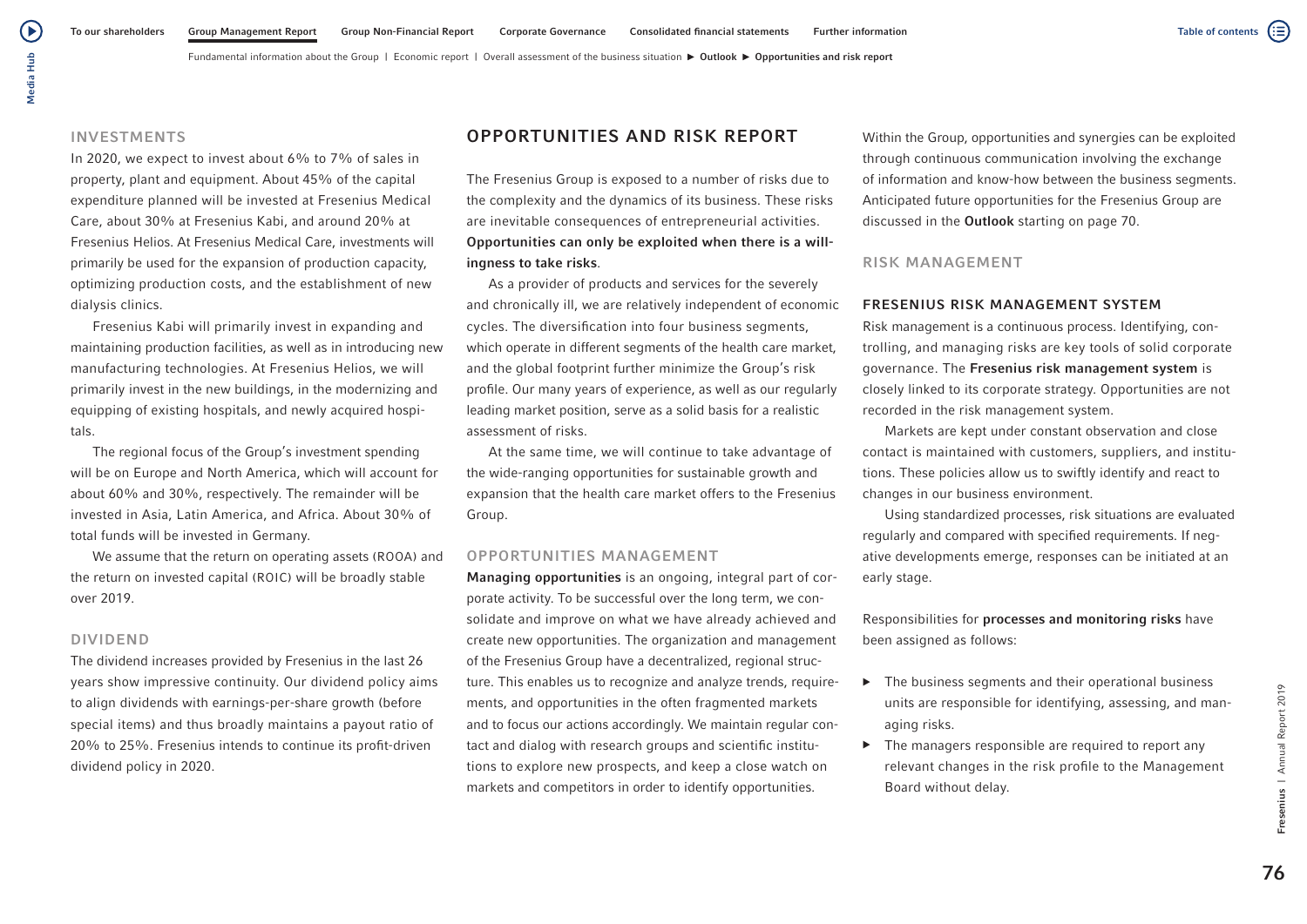## INVESTMENTS

In 2020, we expect to invest about 6% to 7% of sales in property, plant and equipment. About 45% of the capital expenditure planned will be invested at Fresenius Medical Care, about 30% at Fresenius Kabi, and around 20% at Fresenius Helios. At Fresenius Medical Care, investments will primarily be used for the expansion of production capacity, optimizing production costs, and the establishment of new dialysis clinics.

Fresenius Kabi will primarily invest in expanding and maintaining production facilities, as well as in introducing new manufacturing technologies. At Fresenius Helios, we will primarily invest in the new buildings, in the modernizing and equipping of existing hospitals, and newly acquired hospitals.

The regional focus of the Group's investment spending will be on Europe and North America, which will account for about 60% and 30%, respectively. The remainder will be invested in Asia, Latin America, and Africa. About 30% of total funds will be invested in Germany.

We assume that the return on operating assets (ROOA) and the return on invested capital (ROIC) will be broadly stable over 2019.

## DIVIDEND

The dividend increases provided by Fresenius in the last 26 years show impressive continuity. Our dividend policy aims to align dividends with earnings-per-share growth (before special items) and thus broadly maintains a payout ratio of 20% to 25%. Fresenius intends to continue its profit-driven dividend policy in 2020.

# OPPORTUNITIES AND RISK REPORT

The Fresenius Group is exposed to a number of risks due to the complexity and the dynamics of its business. These risks are inevitable consequences of entrepreneurial activities. **Opportunities can only be exploited when there is a willingness to take risks**.

As a provider of products and services for the severely and chronically ill, we are relatively independent of economic cycles. The diversification into four business segments, which operate in different segments of the health care market, and the global footprint further minimize the Group's risk profile. Our many years of experience, as well as our regularly leading market position, serve as a solid basis for a realistic assessment of risks.

At the same time, we will continue to take advantage of the wide-ranging opportunities for sustainable growth and expansion that the health care market offers to the Fresenius Group.

## OPPORTUNITIES MANAGEMENT

**Managing opportunities** is an ongoing, integral part of corporate activity. To be successful over the long term, we consolidate and improve on what we have already achieved and create new opportunities. The organization and management of the Fresenius Group have a decentralized, regional structure. This enables us to recognize and analyze trends, requirements, and opportunities in the often fragmented markets and to focus our actions accordingly. We maintain regular contact and dialog with research groups and scientific institutions to explore new prospects, and keep a close watch on markets and competitors in order to identify opportunities.

Within the Group, opportunities and synergies can be exploited through continuous communication involving the exchange of information and know-how between the business segments. Anticipated future opportunities for the Fresenius Group are discussed in the **Outlook** starting on page 70.

## RISK MANAGEMENT

### FRESENIUS RISK MANAGEMENT SYSTEM

Risk management is a continuous process. Identifying, controlling, and managing risks are key tools of solid corporate governance. The **Fresenius risk management system** is closely linked to its corporate strategy. Opportunities are not recorded in the risk management system.

Markets are kept under constant observation and close contact is maintained with customers, suppliers, and institutions. These policies allow us to swiftly identify and react to changes in our business environment.

Using standardized processes, risk situations are evaluated regularly and compared with specified requirements. If negative developments emerge, responses can be initiated at an early stage.

Responsibilities for **processes and monitoring risks** have been assigned as follows:

- The business segments and their operational business units are responsible for identifying, assessing, and managing risks.
- The managers responsible are required to report any relevant changes in the risk profile to the Management Board without delay.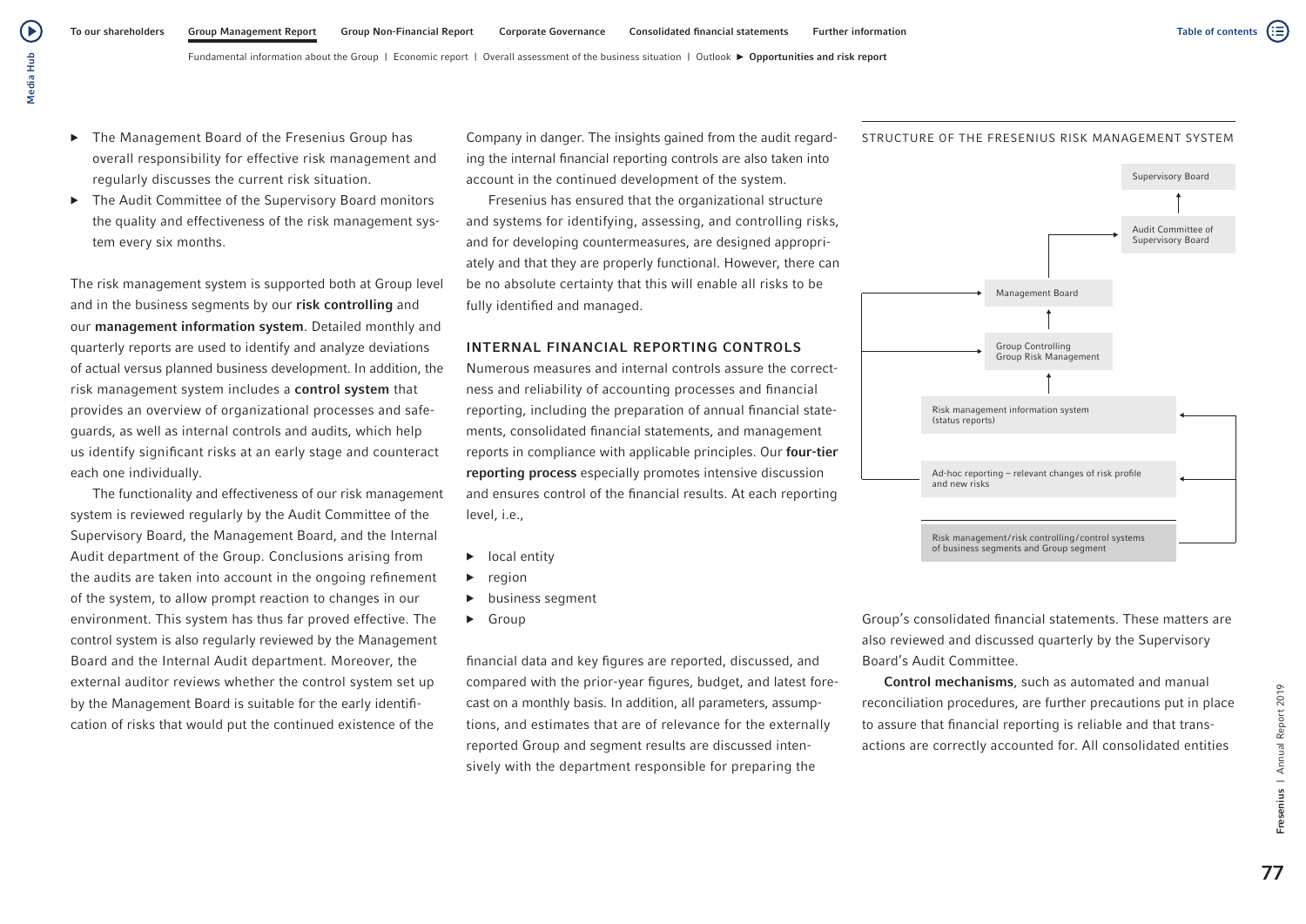- The Management Board of the Fresenius Group has overall responsibility for effective risk management and regularly discusses the current risk situation.
- The Audit Committee of the Supervisory Board monitors the quality and effectiveness of the risk management system every six months.

The risk management system is supported both at Group level and in the business segments by our **risk controlling** and our **management information system**. Detailed monthly and quarterly reports are used to identify and analyze deviations of actual versus planned business development. In addition, the risk management system includes a **control system** that provides an overview of organizational processes and safeguards, as well as internal controls and audits, which help us identify significant risks at an early stage and counteract each one individually.

The functionality and effectiveness of our risk management system is reviewed regularly by the Audit Committee of the Supervisory Board, the Management Board, and the Internal Audit department of the Group. Conclusions arising from the audits are taken into account in the ongoing refinement of the system, to allow prompt reaction to changes in our environment. This system has thus far proved effective. The control system is also regularly reviewed by the Management Board and the Internal Audit department. Moreover, the external auditor reviews whether the control system set up by the Management Board is suitable for the early identification of risks that would put the continued existence of the Company in danger. The insights gained from the audit regarding the internal financial reporting controls are also taken into account in the continued development of the system.

Fresenius has ensured that the organizational structure and systems for identifying, assessing, and controlling risks, and for developing countermeasures, are designed appropriately and that they are properly functional. However, there can be no absolute certainty that this will enable all risks to be fully identified and managed.

## INTERNAL FINANCIAL REPORTING CONTROLS

Numerous measures and internal controls assure the correctness and reliability of accounting processes and financial reporting, including the preparation of annual financial statements, consolidated financial statements, and management reports in compliance with applicable principles. Our **four-tier reporting process** especially promotes intensive discussion and ensures control of the financial results. At each reporting level, i.e.,

- local entity
- region
- business segment
- Group

financial data and key figures are reported, discussed, and compared with the prior-year figures, budget, and latest forecast on a monthly basis. In addition, all parameters, assumptions, and estimates that are of relevance for the externally reported Group and segment results are discussed intensively with the department responsible for preparing the Group's consolidated financial statements. These matters are also reviewed and discussed quarterly by the Supervisory Board's Audit Committee.

**Control mechanisms**, such as automated and manual reconciliation procedures, are further precautions put in place to assure that financial reporting is reliable and that transactions are correctly accounted for. All consolidated entities

STRUCTURE OF THE FRESENIUS RISK MANAGEMENT SYSTEM

- Supervisory Board
- Audit Committee of Supervisory Board
- Management Board
- Group Controlling / Group Risk Management
- Risk management information system (status reports)
- Ad-hoc reporting – relevant changes of risk profile and new risks
- Risk management/risk controlling/control systems of business segments and Group segment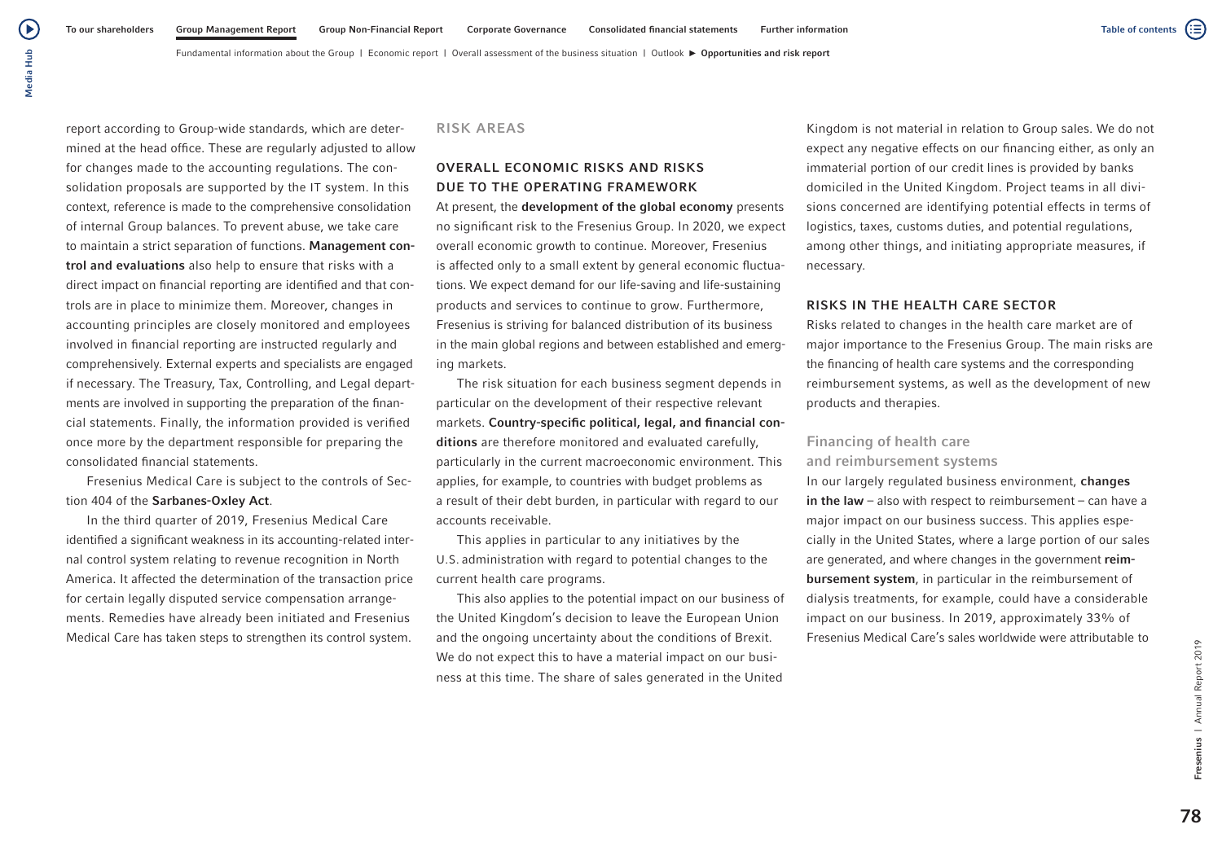report according to Group-wide standards, which are determined at the head office. These are regularly adjusted to allow for changes made to the accounting regulations. The consolidation proposals are supported by the IT system. In this context, reference is made to the comprehensive consolidation of internal Group balances. To prevent abuse, we take care to maintain a strict separation of functions. **Management control and evaluations** also help to ensure that risks with a direct impact on financial reporting are identified and that controls are in place to minimize them. Moreover, changes in accounting principles are closely monitored and employees involved in financial reporting are instructed regularly and comprehensively. External experts and specialists are engaged if necessary. The Treasury, Tax, Controlling, and Legal departments are involved in supporting the preparation of the financial statements. Finally, the information provided is verified once more by the department responsible for preparing the consolidated financial statements.

Fresenius Medical Care is subject to the controls of Section 404 of the **Sarbanes-Oxley Act**.

In the third quarter of 2019, Fresenius Medical Care identified a significant weakness in its accounting-related internal control system relating to revenue recognition in North America. It affected the determination of the transaction price for certain legally disputed service compensation arrangements. Remedies have already been initiated and Fresenius Medical Care has taken steps to strengthen its control system.

## RISK AREAS

### OVERALL ECONOMIC RISKS AND RISKS DUE TO THE OPERATING FRAMEWORK

At present, the **development of the global economy** presents no significant risk to the Fresenius Group. In 2020, we expect overall economic growth to continue. Moreover, Fresenius is affected only to a small extent by general economic fluctuations. We expect demand for our life-saving and life-sustaining products and services to continue to grow. Furthermore, Fresenius is striving for balanced distribution of its business in the main global regions and between established and emerging markets.

The risk situation for each business segment depends in particular on the development of their respective relevant markets. **Country-specific political, legal, and financial conditions** are therefore monitored and evaluated carefully, particularly in the current macroeconomic environment. This applies, for example, to countries with budget problems as a result of their debt burden, in particular with regard to our accounts receivable.

This applies in particular to any initiatives by the U.S. administration with regard to potential changes to the current health care programs.

This also applies to the potential impact on our business of the United Kingdom's decision to leave the European Union and the ongoing uncertainty about the conditions of Brexit. We do not expect this to have a material impact on our business at this time. The share of sales generated in the United Kingdom is not material in relation to Group sales. We do not expect any negative effects on our financing either, as only an immaterial portion of our credit lines is provided by banks domiciled in the United Kingdom. Project teams in all divisions concerned are identifying potential effects in terms of logistics, taxes, customs duties, and potential regulations, among other things, and initiating appropriate measures, if necessary.

### RISKS IN THE HEALTH CARE SECTOR

Risks related to changes in the health care market are of major importance to the Fresenius Group. The main risks are the financing of health care systems and the corresponding reimbursement systems, as well as the development of new products and therapies.

#### Financing of health care and reimbursement systems

In our largely regulated business environment, **changes in the law** – also with respect to reimbursement – can have a major impact on our business success. This applies especially in the United States, where a large portion of our sales are generated, and where changes in the government **reimbursement system**, in particular in the reimbursement of dialysis treatments, for example, could have a considerable impact on our business. In 2019, approximately 33% of Fresenius Medical Care's sales worldwide were attributable to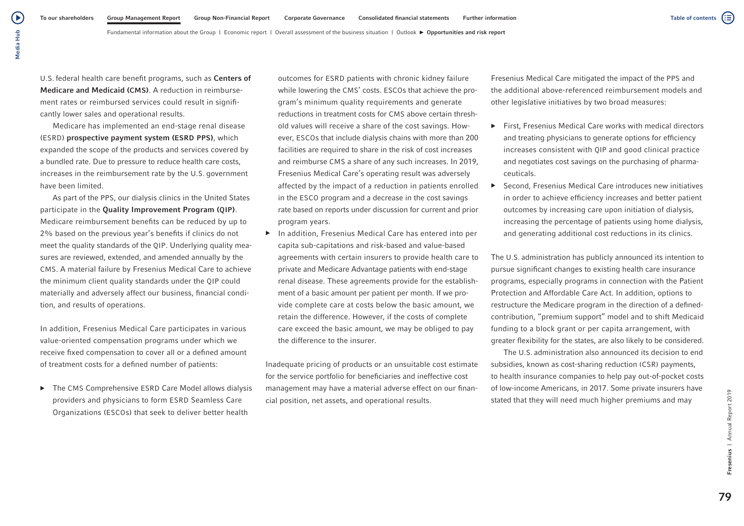U.S. federal health care benefit programs, such as **Centers of Medicare and Medicaid (CMS)**. A reduction in reimbursement rates or reimbursed services could result in significantly lower sales and operational results.

Medicare has implemented an end-stage renal disease (ESRD) **prospective payment system (ESRD PPS)**, which expanded the scope of the products and services covered by a bundled rate. Due to pressure to reduce health care costs, increases in the reimbursement rate by the U.S. government have been limited.

As part of the PPS, our dialysis clinics in the United States participate in the **Quality Improvement Program (QIP)**. Medicare reimbursement benefits can be reduced by up to 2% based on the previous year's benefits if clinics do not meet the quality standards of the QIP. Underlying quality measures are reviewed, extended, and amended annually by the CMS. A material failure by Fresenius Medical Care to achieve the minimum client quality standards under the QIP could materially and adversely affect our business, financial condition, and results of operations.

In addition, Fresenius Medical Care participates in various value-oriented compensation programs under which we receive fixed compensation to cover all or a defined amount of treatment costs for a defined number of patients:

- The CMS Comprehensive ESRD Care Model allows dialysis providers and physicians to form ESRD Seamless Care Organizations (ESCOs) that seek to deliver better health outcomes for ESRD patients with chronic kidney failure while lowering the CMS' costs. ESCOs that achieve the program's minimum quality requirements and generate reductions in treatment costs for CMS above certain threshold values will receive a share of the cost savings. However, ESCOs that include dialysis chains with more than 200 facilities are required to share in the risk of cost increases and reimburse CMS a share of any such increases. In 2019, Fresenius Medical Care's operating result was adversely affected by the impact of a reduction in patients enrolled in the ESCO program and a decrease in the cost savings rate based on reports under discussion for current and prior program years.
- In addition, Fresenius Medical Care has entered into per capita sub-capitations and risk-based and value-based agreements with certain insurers to provide health care to private and Medicare Advantage patients with end-stage renal disease. These agreements provide for the establishment of a basic amount per patient per month. If we provide complete care at costs below the basic amount, we retain the difference. However, if the costs of complete care exceed the basic amount, we may be obliged to pay the difference to the insurer.

Inadequate pricing of products or an unsuitable cost estimate for the service portfolio for beneficiaries and ineffective cost management may have a material adverse effect on our financial position, net assets, and operational results.

Fresenius Medical Care mitigated the impact of the PPS and the additional above-referenced reimbursement models and other legislative initiatives by two broad measures:

- First, Fresenius Medical Care works with medical directors and treating physicians to generate options for efficiency increases consistent with QIP and good clinical practice and negotiates cost savings on the purchasing of pharmaceuticals.
- Second, Fresenius Medical Care introduces new initiatives in order to achieve efficiency increases and better patient outcomes by increasing care upon initiation of dialysis, increasing the percentage of patients using home dialysis, and generating additional cost reductions in its clinics.

The U.S. administration has publicly announced its intention to pursue significant changes to existing health care insurance programs, especially programs in connection with the Patient Protection and Affordable Care Act. In addition, options to restructure the Medicare program in the direction of a defined-contribution, "premium support" model and to shift Medicaid funding to a block grant or per capita arrangement, with greater flexibility for the states, are also likely to be considered.

The U.S. administration also announced its decision to end subsidies, known as cost-sharing reduction (CSR) payments, to health insurance companies to help pay out-of-pocket costs of low-income Americans, in 2017. Some private insurers have stated that they will need much higher premiums and may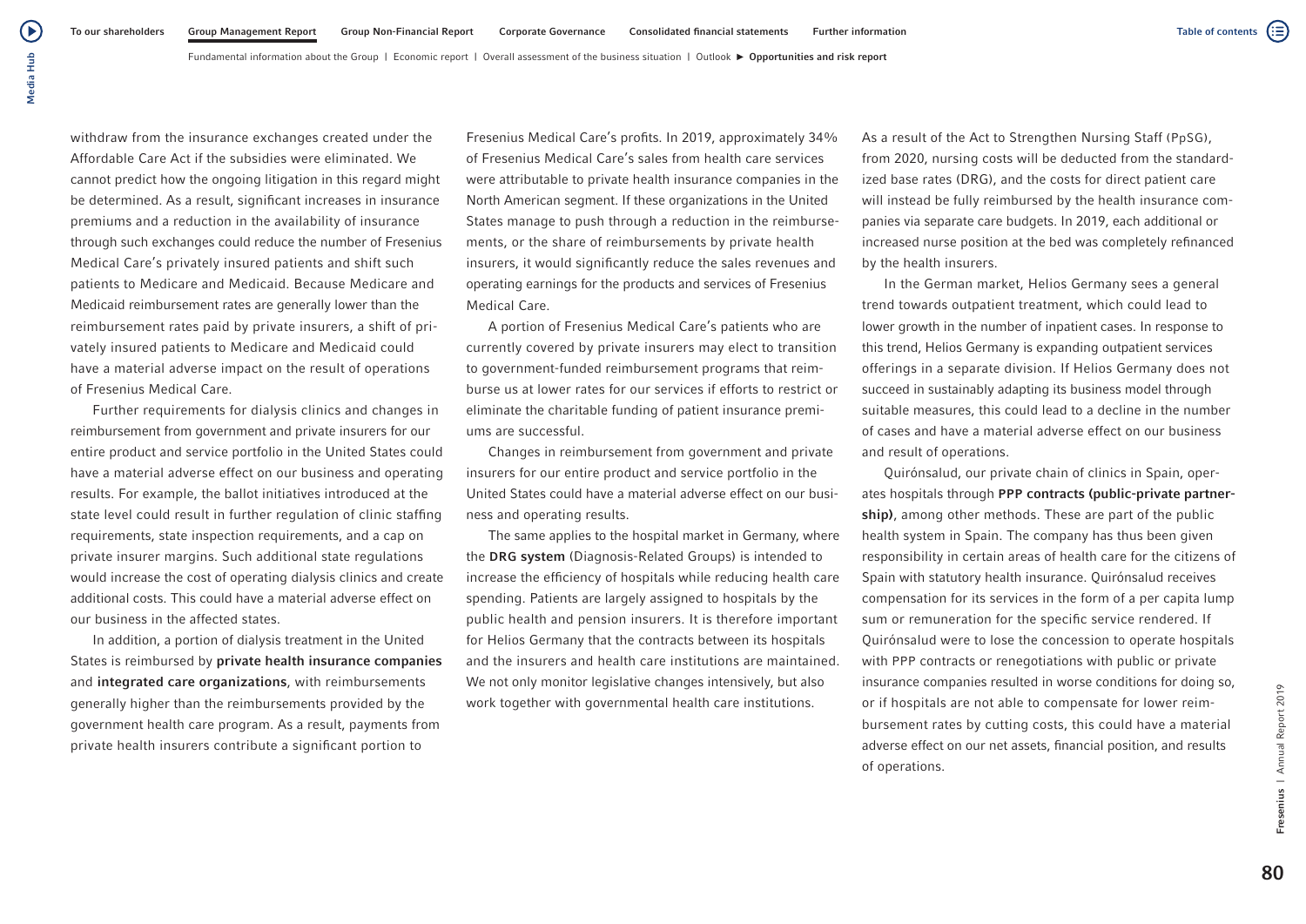withdraw from the insurance exchanges created under the Affordable Care Act if the subsidies were eliminated. We cannot predict how the ongoing litigation in this regard might be determined. As a result, significant increases in insurance premiums and a reduction in the availability of insurance through such exchanges could reduce the number of Fresenius Medical Care's privately insured patients and shift such patients to Medicare and Medicaid. Because Medicare and Medicaid reimbursement rates are generally lower than the reimbursement rates paid by private insurers, a shift of privately insured patients to Medicare and Medicaid could have a material adverse impact on the result of operations of Fresenius Medical Care.

Further requirements for dialysis clinics and changes in reimbursement from government and private insurers for our entire product and service portfolio in the United States could have a material adverse effect on our business and operating results. For example, the ballot initiatives introduced at the state level could result in further regulation of clinic staffing requirements, state inspection requirements, and a cap on private insurer margins. Such additional state regulations would increase the cost of operating dialysis clinics and create additional costs. This could have a material adverse effect on our business in the affected states.

In addition, a portion of dialysis treatment in the United States is reimbursed by **private health insurance companies** and **integrated care organizations**, with reimbursements generally higher than the reimbursements provided by the government health care program. As a result, payments from private health insurers contribute a significant portion to Fresenius Medical Care's profits. In 2019, approximately 34% of Fresenius Medical Care's sales from health care services were attributable to private health insurance companies in the North American segment. If these organizations in the United States manage to push through a reduction in the reimbursements, or the share of reimbursements by private health insurers, it would significantly reduce the sales revenues and operating earnings for the products and services of Fresenius Medical Care.

A portion of Fresenius Medical Care's patients who are currently covered by private insurers may elect to transition to government-funded reimbursement programs that reimburse us at lower rates for our services if efforts to restrict or eliminate the charitable funding of patient insurance premiums are successful.

Changes in reimbursement from government and private insurers for our entire product and service portfolio in the United States could have a material adverse effect on our business and operating results.

The same applies to the hospital market in Germany, where the **DRG system** (Diagnosis-Related Groups) is intended to increase the efficiency of hospitals while reducing health care spending. Patients are largely assigned to hospitals by the public health and pension insurers. It is therefore important for Helios Germany that the contracts between its hospitals and the insurers and health care institutions are maintained. We not only monitor legislative changes intensively, but also work together with governmental health care institutions.

As a result of the Act to Strengthen Nursing Staff (PpSG), from 2020, nursing costs will be deducted from the standardized base rates (DRG), and the costs for direct patient care will instead be fully reimbursed by the health insurance companies via separate care budgets. In 2019, each additional or increased nurse position at the bed was completely refinanced by the health insurers.

In the German market, Helios Germany sees a general trend towards outpatient treatment, which could lead to lower growth in the number of inpatient cases. In response to this trend, Helios Germany is expanding outpatient services offerings in a separate division. If Helios Germany does not succeed in sustainably adapting its business model through suitable measures, this could lead to a decline in the number of cases and have a material adverse effect on our business and result of operations.

Quirónsalud, our private chain of clinics in Spain, operates hospitals through **PPP contracts (public-private partnership)**, among other methods. These are part of the public health system in Spain. The company has thus been given responsibility in certain areas of health care for the citizens of Spain with statutory health insurance. Quirónsalud receives compensation for its services in the form of a per capita lump sum or remuneration for the specific service rendered. If Quirónsalud were to lose the concession to operate hospitals with PPP contracts or renegotiations with public or private insurance companies resulted in worse conditions for doing so, or if hospitals are not able to compensate for lower reimbursement rates by cutting costs, this could have a material adverse effect on our net assets, financial position, and results of operations.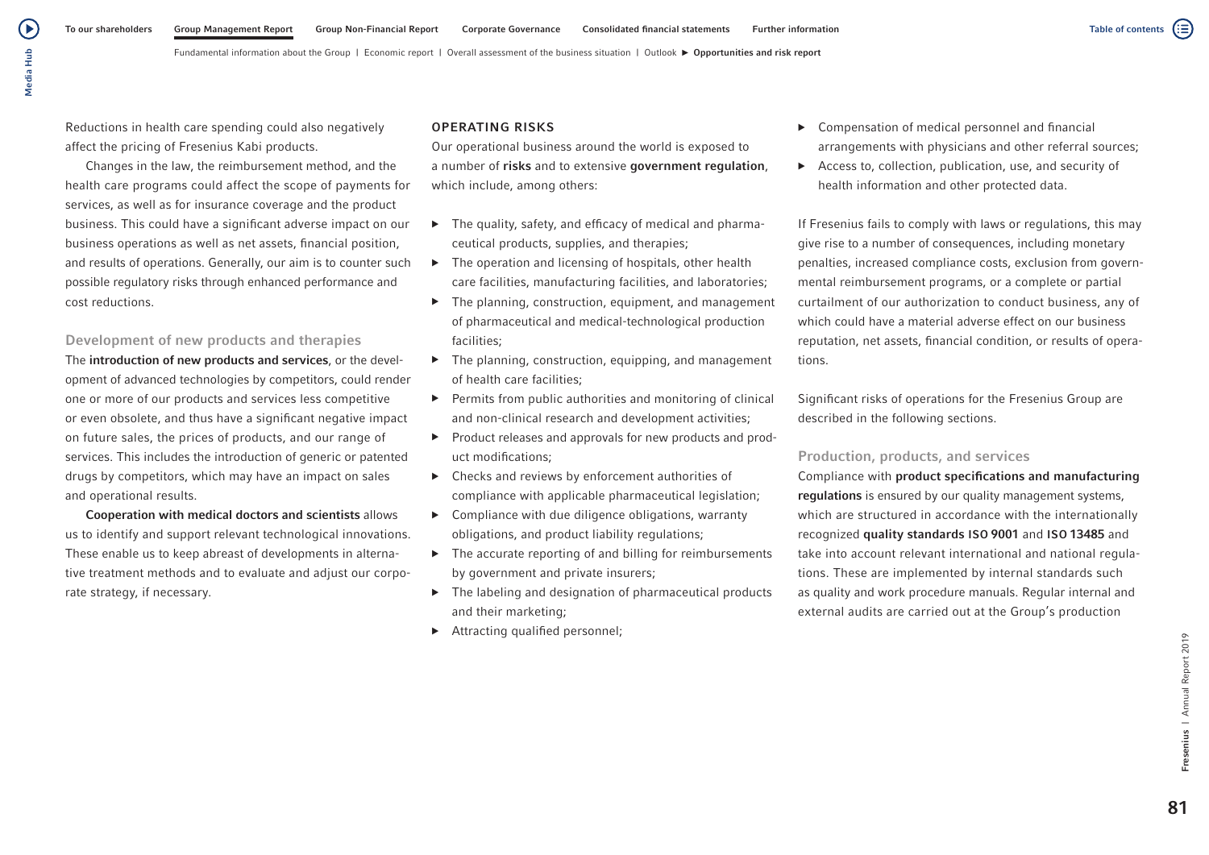Reductions in health care spending could also negatively affect the pricing of Fresenius Kabi products.

Changes in the law, the reimbursement method, and the health care programs could affect the scope of payments for services, as well as for insurance coverage and the product business. This could have a significant adverse impact on our business operations as well as net assets, financial position, and results of operations. Generally, our aim is to counter such possible regulatory risks through enhanced performance and cost reductions.

### Development of new products and therapies

The **introduction of new products and services**, or the development of advanced technologies by competitors, could render one or more of our products and services less competitive or even obsolete, and thus have a significant negative impact on future sales, the prices of products, and our range of services. This includes the introduction of generic or patented drugs by competitors, which may have an impact on sales and operational results.

**Cooperation with medical doctors and scientists** allows us to identify and support relevant technological innovations. These enable us to keep abreast of developments in alternative treatment methods and to evaluate and adjust our corporate strategy, if necessary.

## OPERATING RISKS

Our operational business around the world is exposed to a number of **risks** and to extensive **government regulation**, which include, among others:

- The quality, safety, and efficacy of medical and pharmaceutical products, supplies, and therapies;
- The operation and licensing of hospitals, other health care facilities, manufacturing facilities, and laboratories;
- The planning, construction, equipment, and management of pharmaceutical and medical-technological production facilities;
- The planning, construction, equipping, and management of health care facilities;
- Permits from public authorities and monitoring of clinical and non-clinical research and development activities;
- Product releases and approvals for new products and product modifications;
- Checks and reviews by enforcement authorities of compliance with applicable pharmaceutical legislation;
- Compliance with due diligence obligations, warranty obligations, and product liability regulations;
- The accurate reporting of and billing for reimbursements by government and private insurers;
- The labeling and designation of pharmaceutical products and their marketing;
- Attracting qualified personnel;
- Compensation of medical personnel and financial arrangements with physicians and other referral sources;
- Access to, collection, publication, use, and security of health information and other protected data.

If Fresenius fails to comply with laws or regulations, this may give rise to a number of consequences, including monetary penalties, increased compliance costs, exclusion from governmental reimbursement programs, or a complete or partial curtailment of our authorization to conduct business, any of which could have a material adverse effect on our business reputation, net assets, financial condition, or results of operations.

Significant risks of operations for the Fresenius Group are described in the following sections.

### Production, products, and services

Compliance with **product specifications and manufacturing regulations** is ensured by our quality management systems, which are structured in accordance with the internationally recognized **quality standards ISO 9001** and **ISO 13485** and take into account relevant international and national regulations. These are implemented by internal standards such as quality and work procedure manuals. Regular internal and external audits are carried out at the Group's production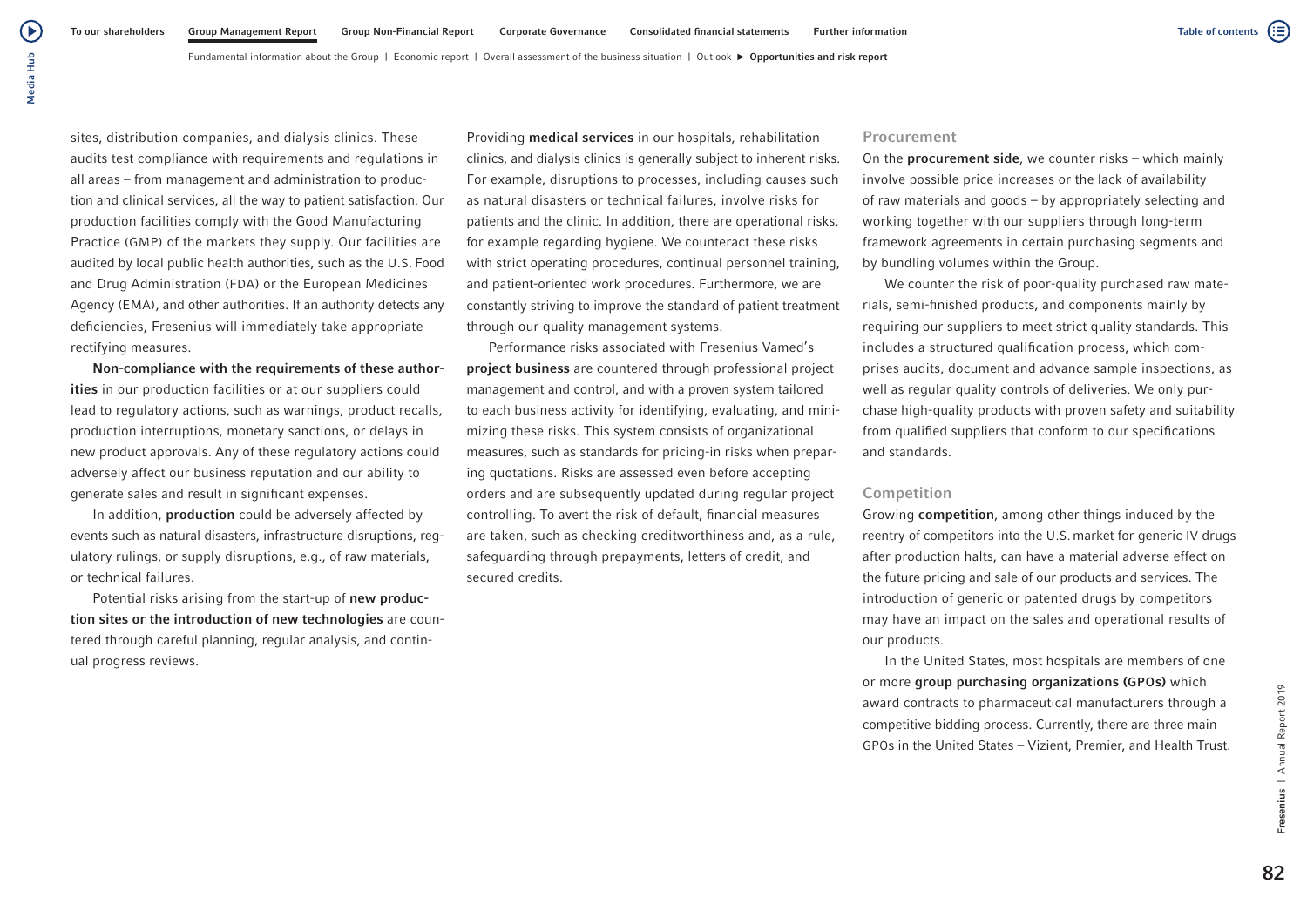sites, distribution companies, and dialysis clinics. These audits test compliance with requirements and regulations in all areas – from management and administration to production and clinical services, all the way to patient satisfaction. Our production facilities comply with the Good Manufacturing Practice (GMP) of the markets they supply. Our facilities are audited by local public health authorities, such as the U.S. Food and Drug Administration (FDA) or the European Medicines Agency (EMA), and other authorities. If an authority detects any deficiencies, Fresenius will immediately take appropriate rectifying measures.

**Non-compliance with the requirements of these authorities** in our production facilities or at our suppliers could lead to regulatory actions, such as warnings, product recalls, production interruptions, monetary sanctions, or delays in new product approvals. Any of these regulatory actions could adversely affect our business reputation and our ability to generate sales and result in significant expenses.

In addition, **production** could be adversely affected by events such as natural disasters, infrastructure disruptions, regulatory rulings, or supply disruptions, e.g., of raw materials, or technical failures.

Potential risks arising from the start-up of **new production sites or the introduction of new technologies** are countered through careful planning, regular analysis, and continual progress reviews.

Providing **medical services** in our hospitals, rehabilitation clinics, and dialysis clinics is generally subject to inherent risks. For example, disruptions to processes, including causes such as natural disasters or technical failures, involve risks for patients and the clinic. In addition, there are operational risks, for example regarding hygiene. We counteract these risks with strict operating procedures, continual personnel training, and patient-oriented work procedures. Furthermore, we are constantly striving to improve the standard of patient treatment through our quality management systems.

Performance risks associated with Fresenius Vamed's **project business** are countered through professional project management and control, and with a proven system tailored to each business activity for identifying, evaluating, and minimizing these risks. This system consists of organizational measures, such as standards for pricing-in risks when preparing quotations. Risks are assessed even before accepting orders and are subsequently updated during regular project controlling. To avert the risk of default, financial measures are taken, such as checking creditworthiness and, as a rule, safeguarding through prepayments, letters of credit, and secured credits.

## Procurement

On the **procurement side**, we counter risks – which mainly involve possible price increases or the lack of availability of raw materials and goods – by appropriately selecting and working together with our suppliers through long-term framework agreements in certain purchasing segments and by bundling volumes within the Group.

We counter the risk of poor-quality purchased raw materials, semi-finished products, and components mainly by requiring our suppliers to meet strict quality standards. This includes a structured qualification process, which comprises audits, document and advance sample inspections, as well as regular quality controls of deliveries. We only purchase high-quality products with proven safety and suitability from qualified suppliers that conform to our specifications and standards.

## Competition

Growing **competition**, among other things induced by the reentry of competitors into the U.S. market for generic IV drugs after production halts, can have a material adverse effect on the future pricing and sale of our products and services. The introduction of generic or patented drugs by competitors may have an impact on the sales and operational results of our products.

In the United States, most hospitals are members of one or more **group purchasing organizations (GPOs)** which award contracts to pharmaceutical manufacturers through a competitive bidding process. Currently, there are three main GPOs in the United States – Vizient, Premier, and Health Trust.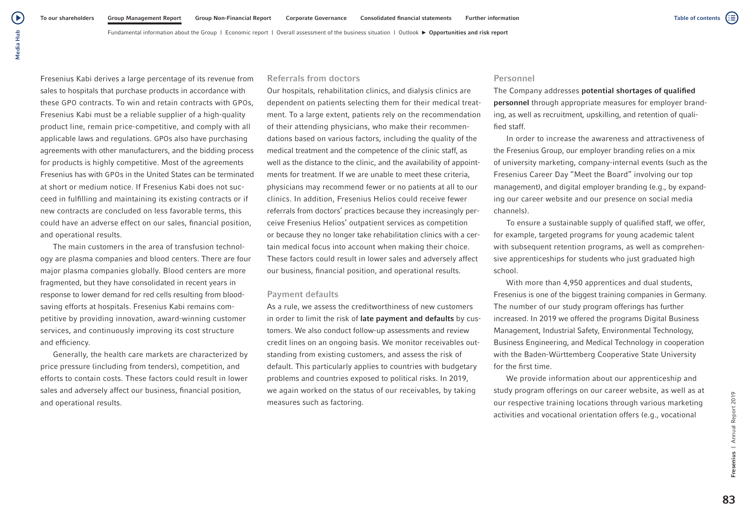Fresenius Kabi derives a large percentage of its revenue from sales to hospitals that purchase products in accordance with these GPO contracts. To win and retain contracts with GPOs, Fresenius Kabi must be a reliable supplier of a high-quality product line, remain price-competitive, and comply with all applicable laws and regulations. GPOs also have purchasing agreements with other manufacturers, and the bidding process for products is highly competitive. Most of the agreements Fresenius has with GPOs in the United States can be terminated at short or medium notice. If Fresenius Kabi does not succeed in fulfilling and maintaining its existing contracts or if new contracts are concluded on less favorable terms, this could have an adverse effect on our sales, financial position, and operational results.

The main customers in the area of transfusion technology are plasma companies and blood centers. There are four major plasma companies globally. Blood centers are more fragmented, but they have consolidated in recent years in response to lower demand for red cells resulting from blood-saving efforts at hospitals. Fresenius Kabi remains competitive by providing innovation, award-winning customer services, and continuously improving its cost structure and efficiency.

Generally, the health care markets are characterized by price pressure (including from tenders), competition, and efforts to contain costs. These factors could result in lower sales and adversely affect our business, financial position, and operational results.

### Referrals from doctors

Our hospitals, rehabilitation clinics, and dialysis clinics are dependent on patients selecting them for their medical treatment. To a large extent, patients rely on the recommendation of their attending physicians, who make their recommendations based on various factors, including the quality of the medical treatment and the competence of the clinic staff, as well as the distance to the clinic, and the availability of appointments for treatment. If we are unable to meet these criteria, physicians may recommend fewer or no patients at all to our clinics. In addition, Fresenius Helios could receive fewer referrals from doctors' practices because they increasingly perceive Fresenius Helios' outpatient services as competition or because they no longer take rehabilitation clinics with a certain medical focus into account when making their choice. These factors could result in lower sales and adversely affect our business, financial position, and operational results.

### Payment defaults

As a rule, we assess the creditworthiness of new customers in order to limit the risk of **late payment and defaults** by customers. We also conduct follow-up assessments and review credit lines on an ongoing basis. We monitor receivables outstanding from existing customers, and assess the risk of default. This particularly applies to countries with budgetary problems and countries exposed to political risks. In 2019, we again worked on the status of our receivables, by taking measures such as factoring.

### Personnel

The Company addresses **potential shortages of qualified personnel** through appropriate measures for employer branding, as well as recruitment, upskilling, and retention of qualified staff.

In order to increase the awareness and attractiveness of the Fresenius Group, our employer branding relies on a mix of university marketing, company-internal events (such as the Fresenius Career Day "Meet the Board" involving our top management), and digital employer branding (e.g., by expanding our career website and our presence on social media channels).

To ensure a sustainable supply of qualified staff, we offer, for example, targeted programs for young academic talent with subsequent retention programs, as well as comprehensive apprenticeships for students who just graduated high school.

With more than 4,950 apprentices and dual students, Fresenius is one of the biggest training companies in Germany. The number of our study program offerings has further increased. In 2019 we offered the programs Digital Business Management, Industrial Safety, Environmental Technology, Business Engineering, and Medical Technology in cooperation with the Baden-Württemberg Cooperative State University for the first time.

We provide information about our apprenticeship and study program offerings on our career website, as well as at our respective training locations through various marketing activities and vocational orientation offers (e.g., vocational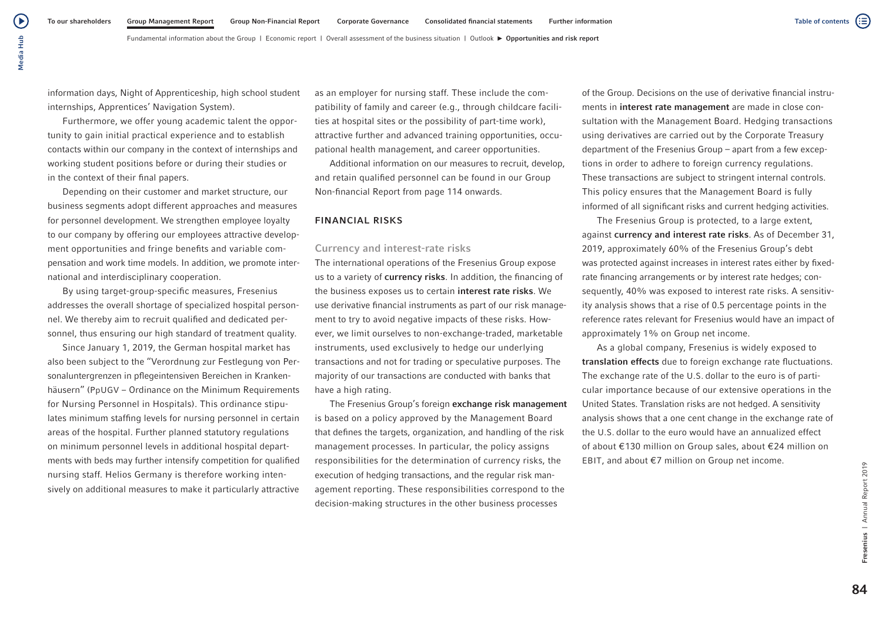information days, Night of Apprenticeship, high school student internships, Apprentices' Navigation System).

Furthermore, we offer young academic talent the opportunity to gain initial practical experience and to establish contacts within our company in the context of internships and working student positions before or during their studies or in the context of their final papers.

Depending on their customer and market structure, our business segments adopt different approaches and measures for personnel development. We strengthen employee loyalty to our company by offering our employees attractive development opportunities and fringe benefits and variable compensation and work time models. In addition, we promote international and interdisciplinary cooperation.

By using target-group-specific measures, Fresenius addresses the overall shortage of specialized hospital personnel. We thereby aim to recruit qualified and dedicated personnel, thus ensuring our high standard of treatment quality.

Since January 1, 2019, the German hospital market has also been subject to the "Verordnung zur Festlegung von Personaluntergrenzen in pflegeintensiven Bereichen in Krankenhäusern" (PpUGV – Ordinance on the Minimum Requirements for Nursing Personnel in Hospitals). This ordinance stipulates minimum staffing levels for nursing personnel in certain areas of the hospital. Further planned statutory regulations on minimum personnel levels in additional hospital departments with beds may further intensify competition for qualified nursing staff. Helios Germany is therefore working intensively on additional measures to make it particularly attractive as an employer for nursing staff. These include the compatibility of family and career (e.g., through childcare facilities at hospital sites or the possibility of part-time work), attractive further and advanced training opportunities, occupational health management, and career opportunities.

Additional information on our measures to recruit, develop, and retain qualified personnel can be found in our Group Non-financial Report from page 114 onwards.

## FINANCIAL RISKS

### Currency and interest-rate risks

The international operations of the Fresenius Group expose us to a variety of **currency risks**. In addition, the financing of the business exposes us to certain **interest rate risks**. We use derivative financial instruments as part of our risk management to try to avoid negative impacts of these risks. However, we limit ourselves to non-exchange-traded, marketable instruments, used exclusively to hedge our underlying transactions and not for trading or speculative purposes. The majority of our transactions are conducted with banks that have a high rating.

The Fresenius Group's foreign **exchange risk management** is based on a policy approved by the Management Board that defines the targets, organization, and handling of the risk management processes. In particular, the policy assigns responsibilities for the determination of currency risks, the execution of hedging transactions, and the regular risk management reporting. These responsibilities correspond to the decision-making structures in the other business processes of the Group. Decisions on the use of derivative financial instruments in **interest rate management** are made in close consultation with the Management Board. Hedging transactions using derivatives are carried out by the Corporate Treasury department of the Fresenius Group – apart from a few exceptions in order to adhere to foreign currency regulations. These transactions are subject to stringent internal controls. This policy ensures that the Management Board is fully informed of all significant risks and current hedging activities.

The Fresenius Group is protected, to a large extent, against **currency and interest rate risks**. As of December 31, 2019, approximately 60% of the Fresenius Group's debt was protected against increases in interest rates either by fixed-rate financing arrangements or by interest rate hedges; consequently, 40% was exposed to interest rate risks. A sensitivity analysis shows that a rise of 0.5 percentage points in the reference rates relevant for Fresenius would have an impact of approximately 1% on Group net income.

As a global company, Fresenius is widely exposed to **translation effects** due to foreign exchange rate fluctuations. The exchange rate of the U.S. dollar to the euro is of particular importance because of our extensive operations in the United States. Translation risks are not hedged. A sensitivity analysis shows that a one cent change in the exchange rate of the U.S. dollar to the euro would have an annualized effect of about €130 million on Group sales, about €24 million on EBIT, and about €7 million on Group net income.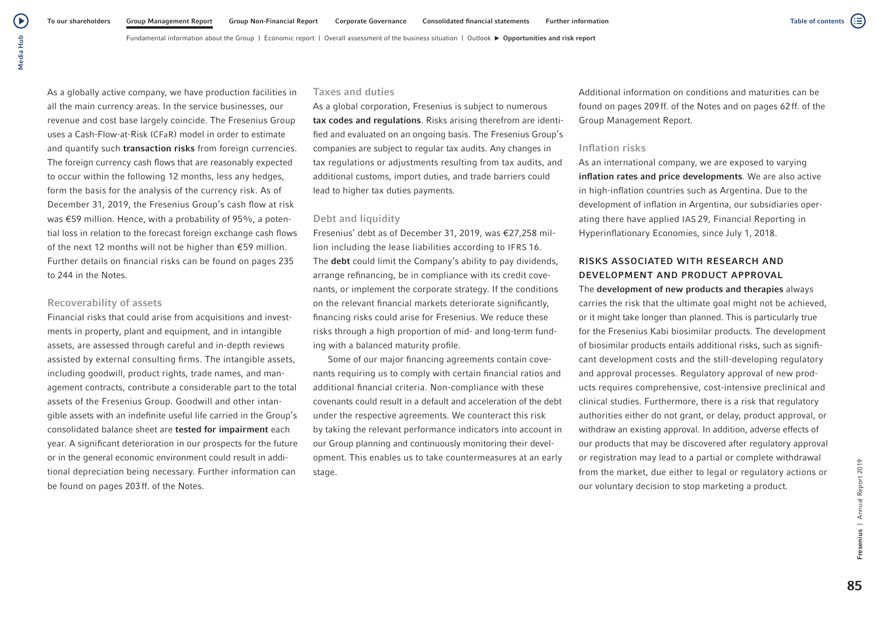As a globally active company, we have production facilities in all the main currency areas. In the service businesses, our revenue and cost base largely coincide. The Fresenius Group uses a Cash-Flow-at-Risk (CFaR) model in order to estimate and quantify such **transaction risks** from foreign currencies. The foreign currency cash flows that are reasonably expected to occur within the following 12 months, less any hedges, form the basis for the analysis of the currency risk. As of December 31, 2019, the Fresenius Group's cash flow at risk was €59 million. Hence, with a probability of 95%, a potential loss in relation to the forecast foreign exchange cash flows of the next 12 months will not be higher than €59 million. Further details on financial risks can be found on pages 235 to 244 in the Notes.

### Recoverability of assets

Financial risks that could arise from acquisitions and investments in property, plant and equipment, and in intangible assets, are assessed through careful and in-depth reviews assisted by external consulting firms. The intangible assets, including goodwill, product rights, trade names, and management contracts, contribute a considerable part to the total assets of the Fresenius Group. Goodwill and other intangible assets with an indefinite useful life carried in the Group's consolidated balance sheet are **tested for impairment** each year. A significant deterioration in our prospects for the future or in the general economic environment could result in additional depreciation being necessary. Further information can be found on pages 203 ff. of the Notes.

### Taxes and duties

As a global corporation, Fresenius is subject to numerous **tax codes and regulations**. Risks arising therefrom are identified and evaluated on an ongoing basis. The Fresenius Group's companies are subject to regular tax audits. Any changes in tax regulations or adjustments resulting from tax audits, and additional customs, import duties, and trade barriers could lead to higher tax duties payments.

### Debt and liquidity

Fresenius' debt as of December 31, 2019, was €27,258 million including the lease liabilities according to IFRS 16. The **debt** could limit the Company's ability to pay dividends, arrange refinancing, be in compliance with its credit covenants, or implement the corporate strategy. If the conditions on the relevant financial markets deteriorate significantly, financing risks could arise for Fresenius. We reduce these risks through a high proportion of mid- and long-term funding with a balanced maturity profile.

Some of our major financing agreements contain covenants requiring us to comply with certain financial ratios and additional financial criteria. Non-compliance with these covenants could result in a default and acceleration of the debt under the respective agreements. We counteract this risk by taking the relevant performance indicators into account in our Group planning and continuously monitoring their development. This enables us to take countermeasures at an early stage.

Additional information on conditions and maturities can be found on pages 209 ff. of the Notes and on pages 62 ff. of the Group Management Report.

### Inflation risks

As an international company, we are exposed to varying **inflation rates and price developments**. We are also active in high-inflation countries such as Argentina. Due to the development of inflation in Argentina, our subsidiaries operating there have applied IAS 29, Financial Reporting in Hyperinflationary Economies, since July 1, 2018.

## RISKS ASSOCIATED WITH RESEARCH AND DEVELOPMENT AND PRODUCT APPROVAL

The **development of new products and therapies** always carries the risk that the ultimate goal might not be achieved, or it might take longer than planned. This is particularly true for the Fresenius Kabi biosimilar products. The development of biosimilar products entails additional risks, such as significant development costs and the still-developing regulatory and approval processes. Regulatory approval of new products requires comprehensive, cost-intensive preclinical and clinical studies. Furthermore, there is a risk that regulatory authorities either do not grant, or delay, product approval, or withdraw an existing approval. In addition, adverse effects of our products that may be discovered after regulatory approval or registration may lead to a partial or complete withdrawal from the market, due either to legal or regulatory actions or our voluntary decision to stop marketing a product.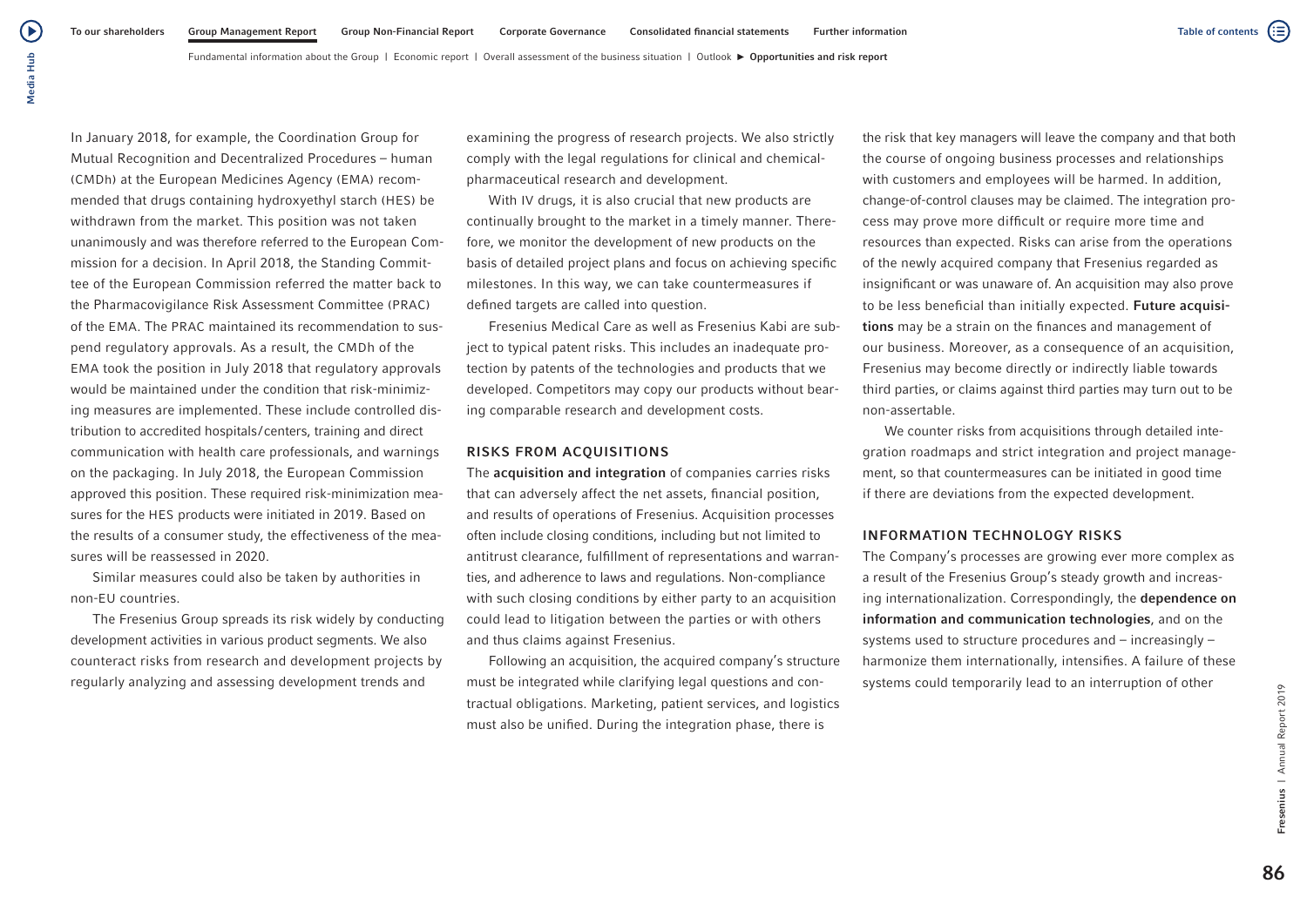In January 2018, for example, the Coordination Group for Mutual Recognition and Decentralized Procedures – human (CMDh) at the European Medicines Agency (EMA) recommended that drugs containing hydroxyethyl starch (HES) be withdrawn from the market. This position was not taken unanimously and was therefore referred to the European Commission for a decision. In April 2018, the Standing Committee of the European Commission referred the matter back to the Pharmacovigilance Risk Assessment Committee (PRAC) of the EMA. The PRAC maintained its recommendation to suspend regulatory approvals. As a result, the CMDh of the EMA took the position in July 2018 that regulatory approvals would be maintained under the condition that risk-minimizing measures are implemented. These include controlled distribution to accredited hospitals/centers, training and direct communication with health care professionals, and warnings on the packaging. In July 2018, the European Commission approved this position. These required risk-minimization measures for the HES products were initiated in 2019. Based on the results of a consumer study, the effectiveness of the measures will be reassessed in 2020.

Similar measures could also be taken by authorities in non-EU countries.

The Fresenius Group spreads its risk widely by conducting development activities in various product segments. We also counteract risks from research and development projects by regularly analyzing and assessing development trends and examining the progress of research projects. We also strictly comply with the legal regulations for clinical and chemical-pharmaceutical research and development.

With IV drugs, it is also crucial that new products are continually brought to the market in a timely manner. Therefore, we monitor the development of new products on the basis of detailed project plans and focus on achieving specific milestones. In this way, we can take countermeasures if defined targets are called into question.

Fresenius Medical Care as well as Fresenius Kabi are subject to typical patent risks. This includes an inadequate protection by patents of the technologies and products that we developed. Competitors may copy our products without bearing comparable research and development costs.

## RISKS FROM ACQUISITIONS

The **acquisition and integration** of companies carries risks that can adversely affect the net assets, financial position, and results of operations of Fresenius. Acquisition processes often include closing conditions, including but not limited to antitrust clearance, fulfillment of representations and warranties, and adherence to laws and regulations. Non-compliance with such closing conditions by either party to an acquisition could lead to litigation between the parties or with others and thus claims against Fresenius.

Following an acquisition, the acquired company's structure must be integrated while clarifying legal questions and contractual obligations. Marketing, patient services, and logistics must also be unified. During the integration phase, there is the risk that key managers will leave the company and that both the course of ongoing business processes and relationships with customers and employees will be harmed. In addition, change-of-control clauses may be claimed. The integration process may prove more difficult or require more time and resources than expected. Risks can arise from the operations of the newly acquired company that Fresenius regarded as insignificant or was unaware of. An acquisition may also prove to be less beneficial than initially expected. **Future acquisitions** may be a strain on the finances and management of our business. Moreover, as a consequence of an acquisition, Fresenius may become directly or indirectly liable towards third parties, or claims against third parties may turn out to be non-assertable.

We counter risks from acquisitions through detailed integration roadmaps and strict integration and project management, so that countermeasures can be initiated in good time if there are deviations from the expected development.

## INFORMATION TECHNOLOGY RISKS

The Company's processes are growing ever more complex as a result of the Fresenius Group's steady growth and increasing internationalization. Correspondingly, the **dependence on information and communication technologies**, and on the systems used to structure procedures and – increasingly – harmonize them internationally, intensifies. A failure of these systems could temporarily lead to an interruption of other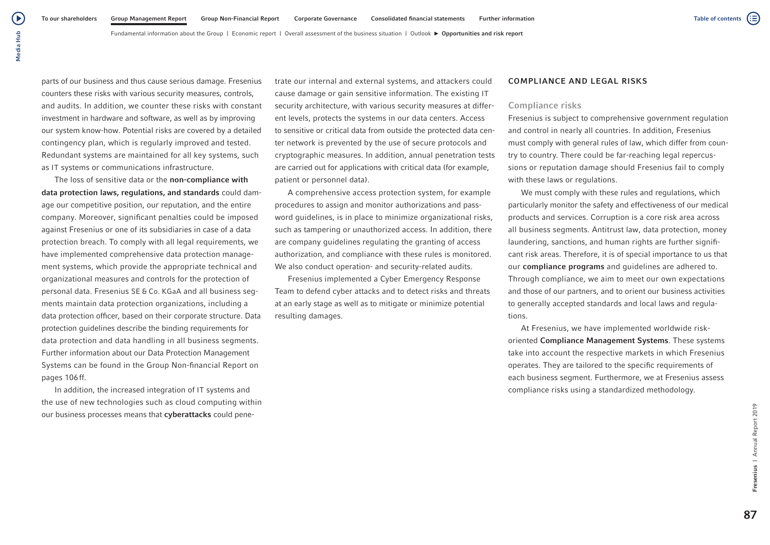parts of our business and thus cause serious damage. Fresenius counters these risks with various security measures, controls, and audits. In addition, we counter these risks with constant investment in hardware and software, as well as by improving our system know-how. Potential risks are covered by a detailed contingency plan, which is regularly improved and tested. Redundant systems are maintained for all key systems, such as IT systems or communications infrastructure.

The loss of sensitive data or the **non-compliance with data protection laws, regulations, and standards** could damage our competitive position, our reputation, and the entire company. Moreover, significant penalties could be imposed against Fresenius or one of its subsidiaries in case of a data protection breach. To comply with all legal requirements, we have implemented comprehensive data protection management systems, which provide the appropriate technical and organizational measures and controls for the protection of personal data. Fresenius SE & Co. KGaA and all business segments maintain data protection organizations, including a data protection officer, based on their corporate structure. Data protection guidelines describe the binding requirements for data protection and data handling in all business segments. Further information about our Data Protection Management Systems can be found in the Group Non-financial Report on pages 106 ff.

In addition, the increased integration of IT systems and the use of new technologies such as cloud computing within our business processes means that **cyberattacks** could penetrate our internal and external systems, and attackers could cause damage or gain sensitive information. The existing IT security architecture, with various security measures at different levels, protects the systems in our data centers. Access to sensitive or critical data from outside the protected data center network is prevented by the use of secure protocols and cryptographic measures. In addition, annual penetration tests are carried out for applications with critical data (for example, patient or personnel data).

A comprehensive access protection system, for example procedures to assign and monitor authorizations and password guidelines, is in place to minimize organizational risks, such as tampering or unauthorized access. In addition, there are company guidelines regulating the granting of access authorization, and compliance with these rules is monitored. We also conduct operation- and security-related audits.

Fresenius implemented a Cyber Emergency Response Team to defend cyber attacks and to detect risks and threats at an early stage as well as to mitigate or minimize potential resulting damages.

## COMPLIANCE AND LEGAL RISKS

### Compliance risks

Fresenius is subject to comprehensive government regulation and control in nearly all countries. In addition, Fresenius must comply with general rules of law, which differ from country to country. There could be far-reaching legal repercussions or reputation damage should Fresenius fail to comply with these laws or regulations.

We must comply with these rules and regulations, which particularly monitor the safety and effectiveness of our medical products and services. Corruption is a core risk area across all business segments. Antitrust law, data protection, money laundering, sanctions, and human rights are further significant risk areas. Therefore, it is of special importance to us that our **compliance programs** and guidelines are adhered to. Through compliance, we aim to meet our own expectations and those of our partners, and to orient our business activities to generally accepted standards and local laws and regulations.

At Fresenius, we have implemented worldwide risk-oriented **Compliance Management Systems**. These systems take into account the respective markets in which Fresenius operates. They are tailored to the specific requirements of each business segment. Furthermore, we at Fresenius assess compliance risks using a standardized methodology.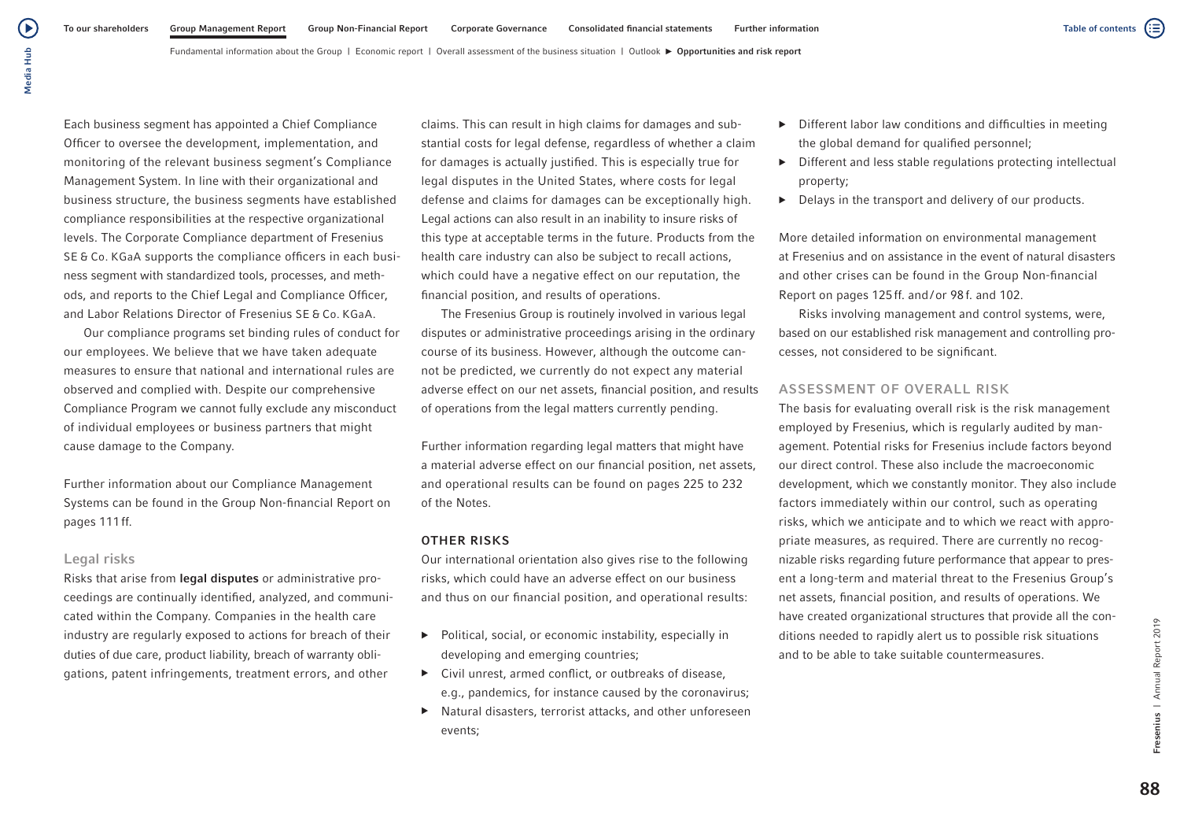Each business segment has appointed a Chief Compliance Officer to oversee the development, implementation, and monitoring of the relevant business segment's Compliance Management System. In line with their organizational and business structure, the business segments have established compliance responsibilities at the respective organizational levels. The Corporate Compliance department of Fresenius SE & Co. KGaA supports the compliance officers in each business segment with standardized tools, processes, and methods, and reports to the Chief Legal and Compliance Officer, and Labor Relations Director of Fresenius SE & Co. KGaA.

Our compliance programs set binding rules of conduct for our employees. We believe that we have taken adequate measures to ensure that national and international rules are observed and complied with. Despite our comprehensive Compliance Program we cannot fully exclude any misconduct of individual employees or business partners that might cause damage to the Company.

Further information about our Compliance Management Systems can be found in the Group Non-financial Report on pages 111 ff.

### Legal risks

Risks that arise from **legal disputes** or administrative proceedings are continually identified, analyzed, and communicated within the Company. Companies in the health care industry are regularly exposed to actions for breach of their duties of due care, product liability, breach of warranty obligations, patent infringements, treatment errors, and other claims. This can result in high claims for damages and substantial costs for legal defense, regardless of whether a claim for damages is actually justified. This is especially true for legal disputes in the United States, where costs for legal defense and claims for damages can be exceptionally high. Legal actions can also result in an inability to insure risks of this type at acceptable terms in the future. Products from the health care industry can also be subject to recall actions, which could have a negative effect on our reputation, the financial position, and results of operations.

The Fresenius Group is routinely involved in various legal disputes or administrative proceedings arising in the ordinary course of its business. However, although the outcome cannot be predicted, we currently do not expect any material adverse effect on our net assets, financial position, and results of operations from the legal matters currently pending.

Further information regarding legal matters that might have a material adverse effect on our financial position, net assets, and operational results can be found on pages 225 to 232 of the Notes.

### OTHER RISKS

Our international orientation also gives rise to the following risks, which could have an adverse effect on our business and thus on our financial position, and operational results:

- Political, social, or economic instability, especially in developing and emerging countries;
- Civil unrest, armed conflict, or outbreaks of disease, e.g., pandemics, for instance caused by the coronavirus;
- Natural disasters, terrorist attacks, and other unforeseen events;
- Different labor law conditions and difficulties in meeting the global demand for qualified personnel;
- Different and less stable regulations protecting intellectual property;
- Delays in the transport and delivery of our products.

More detailed information on environmental management at Fresenius and on assistance in the event of natural disasters and other crises can be found in the Group Non-financial Report on pages 125 ff. and/or 98 f. and 102.

Risks involving management and control systems, were, based on our established risk management and controlling processes, not considered to be significant.

## ASSESSMENT OF OVERALL RISK

The basis for evaluating overall risk is the risk management employed by Fresenius, which is regularly audited by management. Potential risks for Fresenius include factors beyond our direct control. These also include the macroeconomic development, which we constantly monitor. They also include factors immediately within our control, such as operating risks, which we anticipate and to which we react with appropriate measures, as required. There are currently no recognizable risks regarding future performance that appear to present a long-term and material threat to the Fresenius Group's net assets, financial position, and results of operations. We have created organizational structures that provide all the conditions needed to rapidly alert us to possible risk situations and to be able to take suitable countermeasures.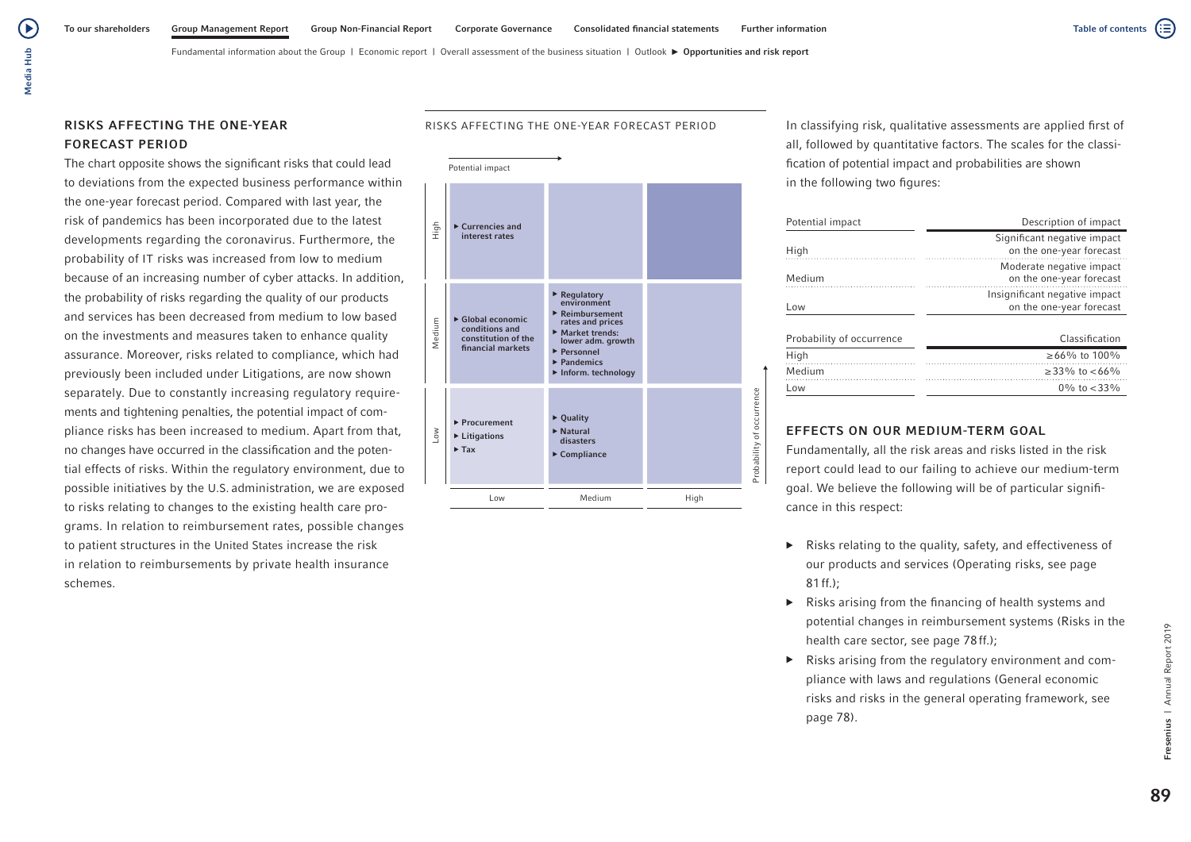## RISKS AFFECTING THE ONE-YEAR FORECAST PERIOD

The chart opposite shows the significant risks that could lead to deviations from the expected business performance within the one-year forecast period. Compared with last year, the risk of pandemics has been incorporated due to the latest developments regarding the coronavirus. Furthermore, the probability of IT risks was increased from low to medium because of an increasing number of cyber attacks. In addition, the probability of risks regarding the quality of our products and services has been decreased from medium to low based on the investments and measures taken to enhance quality assurance. Moreover, risks related to compliance, which had previously been included under Litigations, are now shown separately. Due to constantly increasing regulatory requirements and tightening penalties, the potential impact of compliance risks has been increased to medium. Apart from that, no changes have occurred in the classification and the potential effects of risks. Within the regulatory environment, due to possible initiatives by the U.S. administration, we are exposed to risks relating to changes to the existing health care programs. In relation to reimbursement rates, possible changes to patient structures in the United States increase the risk in relation to reimbursements by private health insurance schemes.

RISKS AFFECTING THE ONE-YEAR FORECAST PERIOD

Potential impact

Probability of occurrence

High

- Currencies and interest rates

Medium

- Global economic conditions and constitution of the financial markets
- Regulatory environment
- Reimbursement rates and prices
- Market trends: lower adm. growth
- Personnel
- Pandemics
- Inform. technology

Low

- Procurement
- Litigations
- Tax
- Quality
- Natural disasters
- Compliance

Low | Medium | High

In classifying risk, qualitative assessments are applied first of all, followed by quantitative factors. The scales for the classification of potential impact and probabilities are shown in the following two figures:

| Potential impact | Description of impact |
|---|---|
| High | Significant negative impact on the one-year forecast |
| Medium | Moderate negative impact on the one-year forecast |
| Low | Insignificant negative impact on the one-year forecast |

| Probability of occurrence | Classification |
|---|---|
| High | ≥ 66% to 100% |
| Medium | ≥ 33% to < 66% |
| Low | 0% to < 33% |

## EFFECTS ON OUR MEDIUM-TERM GOAL

Fundamentally, all the risk areas and risks listed in the risk report could lead to our failing to achieve our medium-term goal. We believe the following will be of particular significance in this respect:

- Risks relating to the quality, safety, and effectiveness of our products and services (Operating risks, see page 81 ff.);
- Risks arising from the financing of health systems and potential changes in reimbursement systems (Risks in the health care sector, see page 78 ff.);
- Risks arising from the regulatory environment and compliance with laws and regulations (General economic risks and risks in the general operating framework, see page 78).